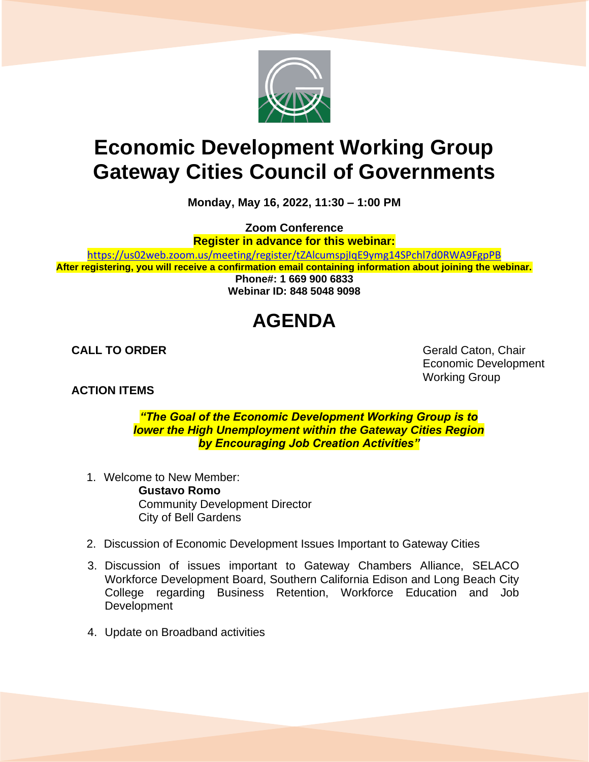# Economic Development Working Group
# Gateway Cities Council of Governments

**Monday, May 16, 2022, 11:30 – 1:00 PM**

**Zoom Conference**
**Register in advance for this webinar:**
https://us02web.zoom.us/meeting/register/tZAlcumspjIqE9ymg14SPchl7d0RWA9FgpPB
**After registering, you will receive a confirmation email containing information about joining the webinar.**
**Phone#: 1 669 900 6833**
**Webinar ID: 848 5048 9098**

# AGENDA

**CALL TO ORDER**

Gerald Caton, Chair
Economic Development
Working Group

**ACTION ITEMS**

***"The Goal of the Economic Development Working Group is to lower the High Unemployment within the Gateway Cities Region by Encouraging Job Creation Activities"***

1. Welcome to New Member:
   **Gustavo Romo**
   Community Development Director
   City of Bell Gardens

2. Discussion of Economic Development Issues Important to Gateway Cities

3. Discussion of issues important to Gateway Chambers Alliance, SELACO Workforce Development Board, Southern California Edison and Long Beach City College regarding Business Retention, Workforce Education and Job Development

4. Update on Broadband activities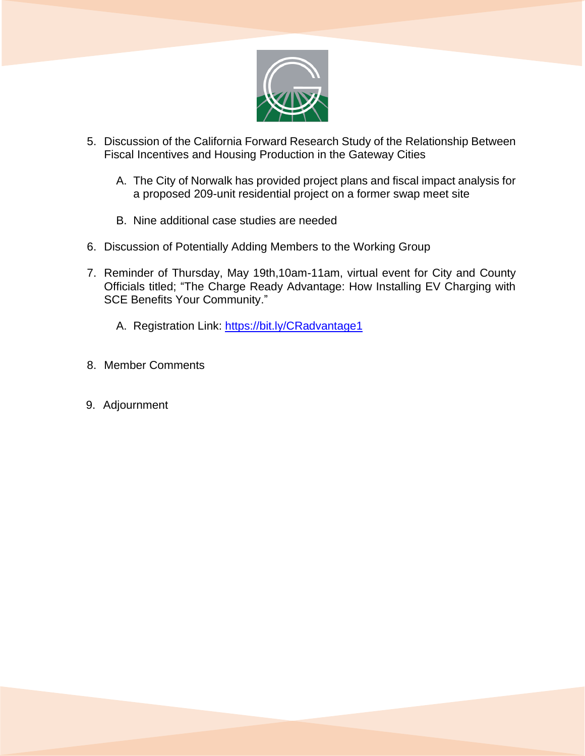5. Discussion of the California Forward Research Study of the Relationship Between Fiscal Incentives and Housing Production in the Gateway Cities

   A. The City of Norwalk has provided project plans and fiscal impact analysis for a proposed 209-unit residential project on a former swap meet site

   B. Nine additional case studies are needed

6. Discussion of Potentially Adding Members to the Working Group

7. Reminder of Thursday, May 19th,10am-11am, virtual event for City and County Officials titled; “The Charge Ready Advantage: How Installing EV Charging with SCE Benefits Your Community.”

   A. Registration Link: [https://bit.ly/CRadvantage1](https://bit.ly/CRadvantage1)

8. Member Comments

9. Adjournment